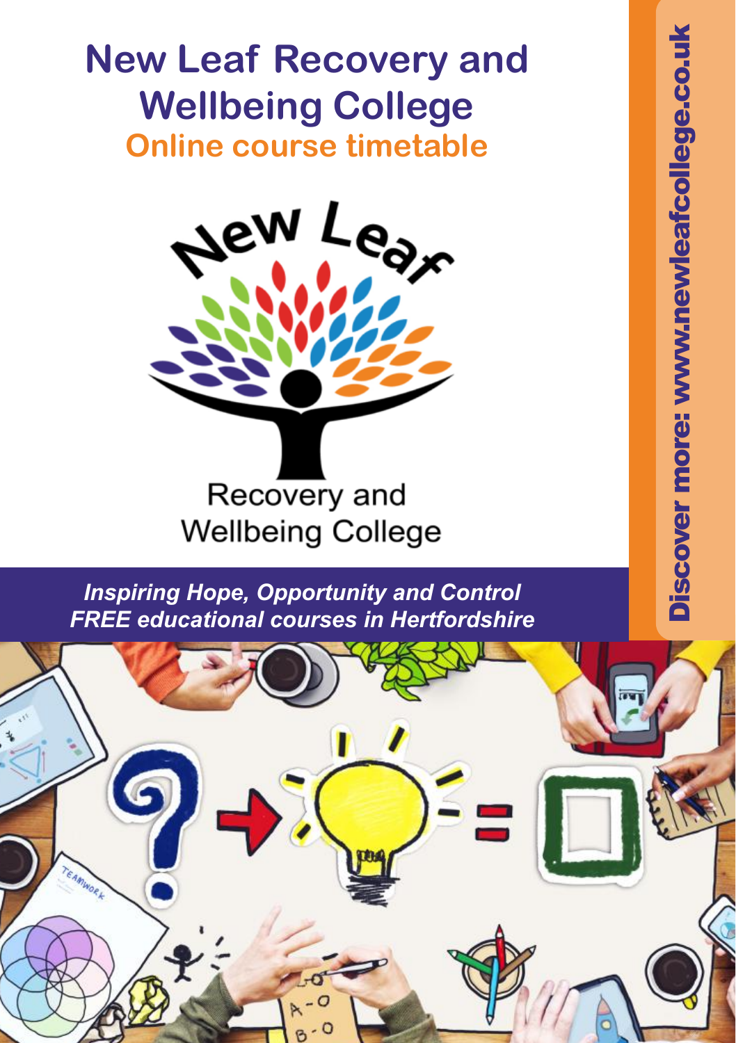# New Leaf Recovery and Wellbeing College

## Online course timetable

New Leaf

Recovery and Wellbeing College

*Inspiring Hope, Opportunity and Control*
*FREE educational courses in Hertfordshire*

**Discover more: www.newleafcollege.co.uk**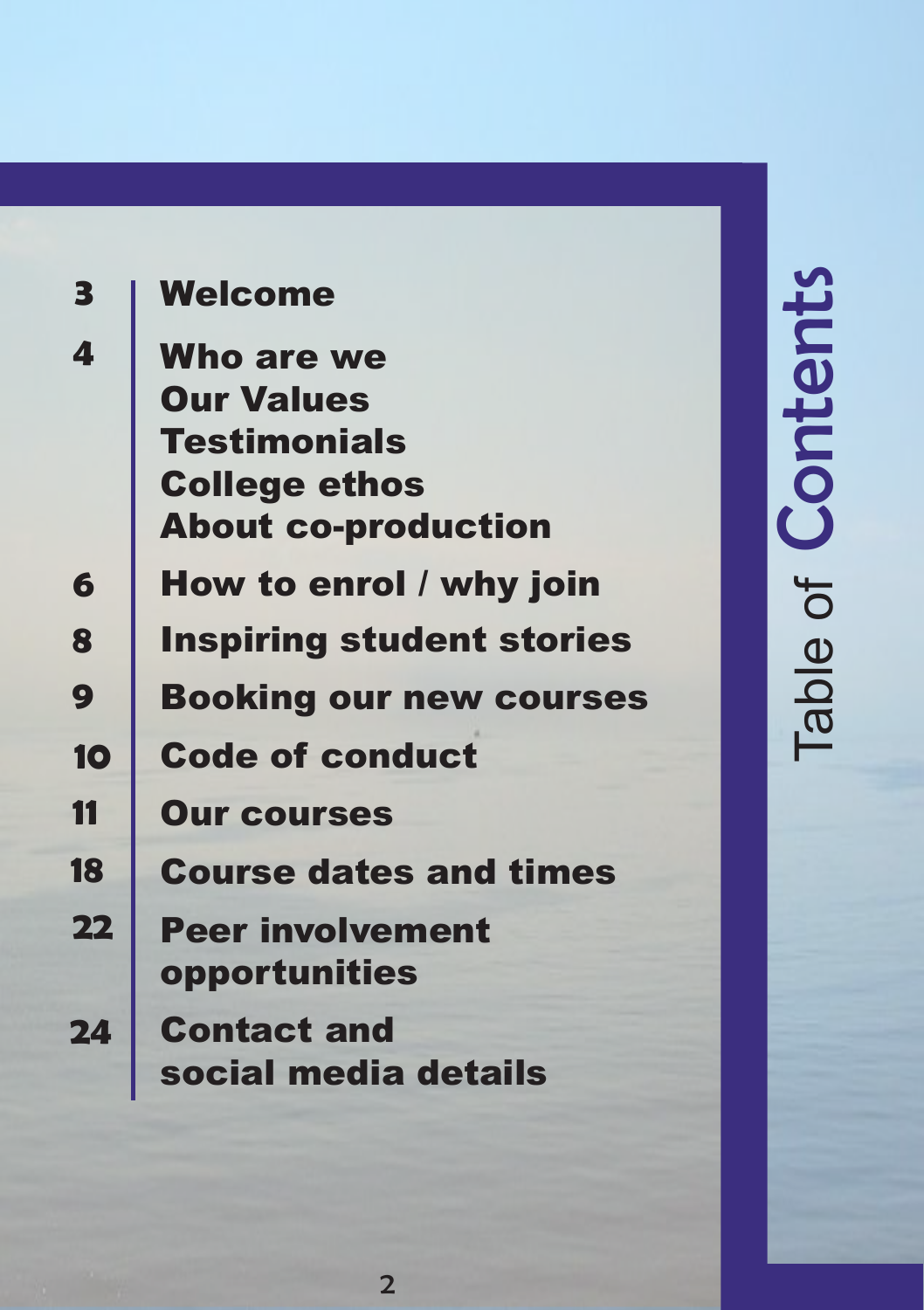# Table of Contents

| | |
|---|---|
| 3 | Welcome |
| 4 | Who are we<br>Our Values<br>Testimonials<br>College ethos<br>About co-production |
| 6 | How to enrol / why join |
| 8 | Inspiring student stories |
| 9 | Booking our new courses |
| 10 | Code of conduct |
| 11 | Our courses |
| 18 | Course dates and times |
| 22 | Peer involvement opportunities |
| 24 | Contact and social media details |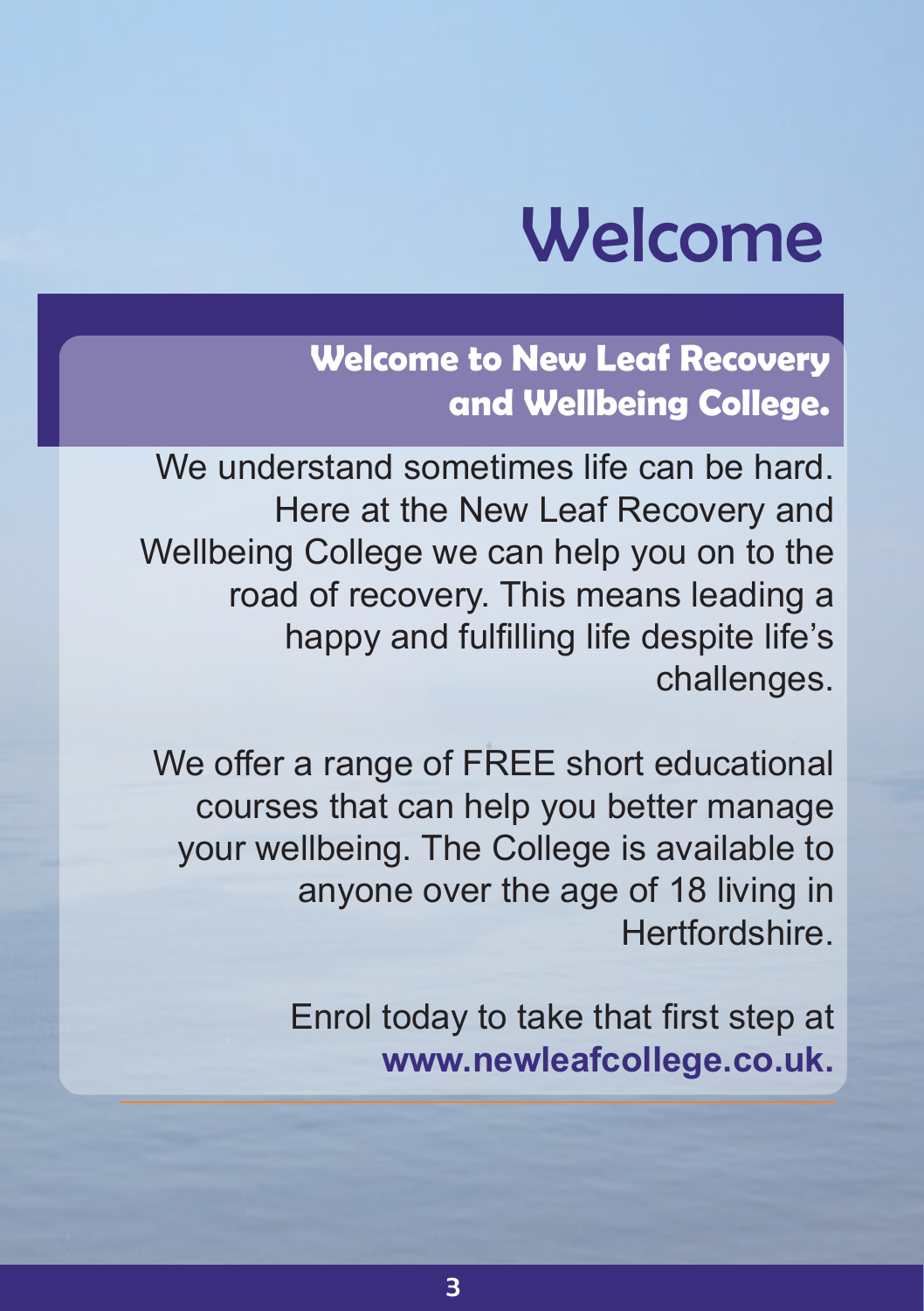# Welcome

## Welcome to New Leaf Recovery and Wellbeing College.

We understand sometimes life can be hard. Here at the New Leaf Recovery and Wellbeing College we can help you on to the road of recovery. This means leading a happy and fulfilling life despite life's challenges.

We offer a range of FREE short educational courses that can help you better manage your wellbeing. The College is available to anyone over the age of 18 living in Hertfordshire.

Enrol today to take that first step at **www.newleafcollege.co.uk.**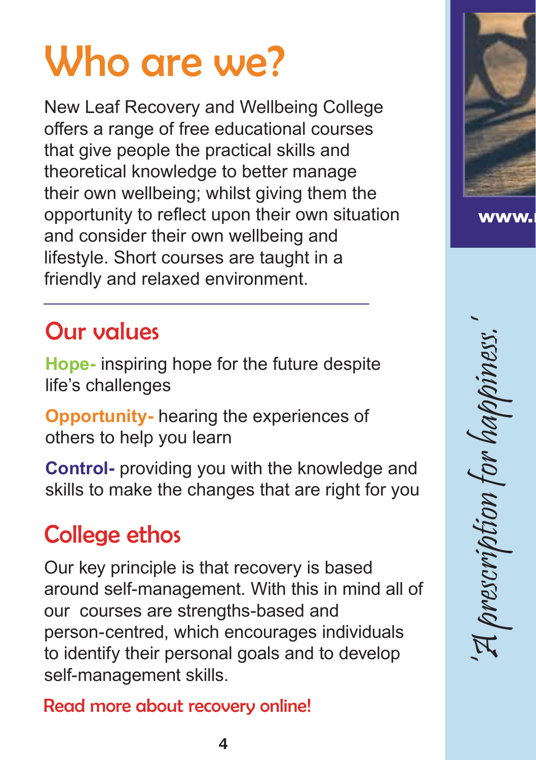# Who are we?

New Leaf Recovery and Wellbeing College offers a range of free educational courses that give people the practical skills and theoretical knowledge to better manage their own wellbeing; whilst giving them the opportunity to reflect upon their own situation and consider their own wellbeing and lifestyle. Short courses are taught in a friendly and relaxed environment.

## Our values

**Hope-** inspiring hope for the future despite life's challenges

**Opportunity-** hearing the experiences of others to help you learn

**Control-** providing you with the knowledge and skills to make the changes that are right for you

## College ethos

Our key principle is that recovery is based around self-management. With this in mind all of our courses are strengths-based and person-centred, which encourages individuals to identify their personal goals and to develop self-management skills.

Read more about recovery online!

www.

*'A prescription for happiness.'*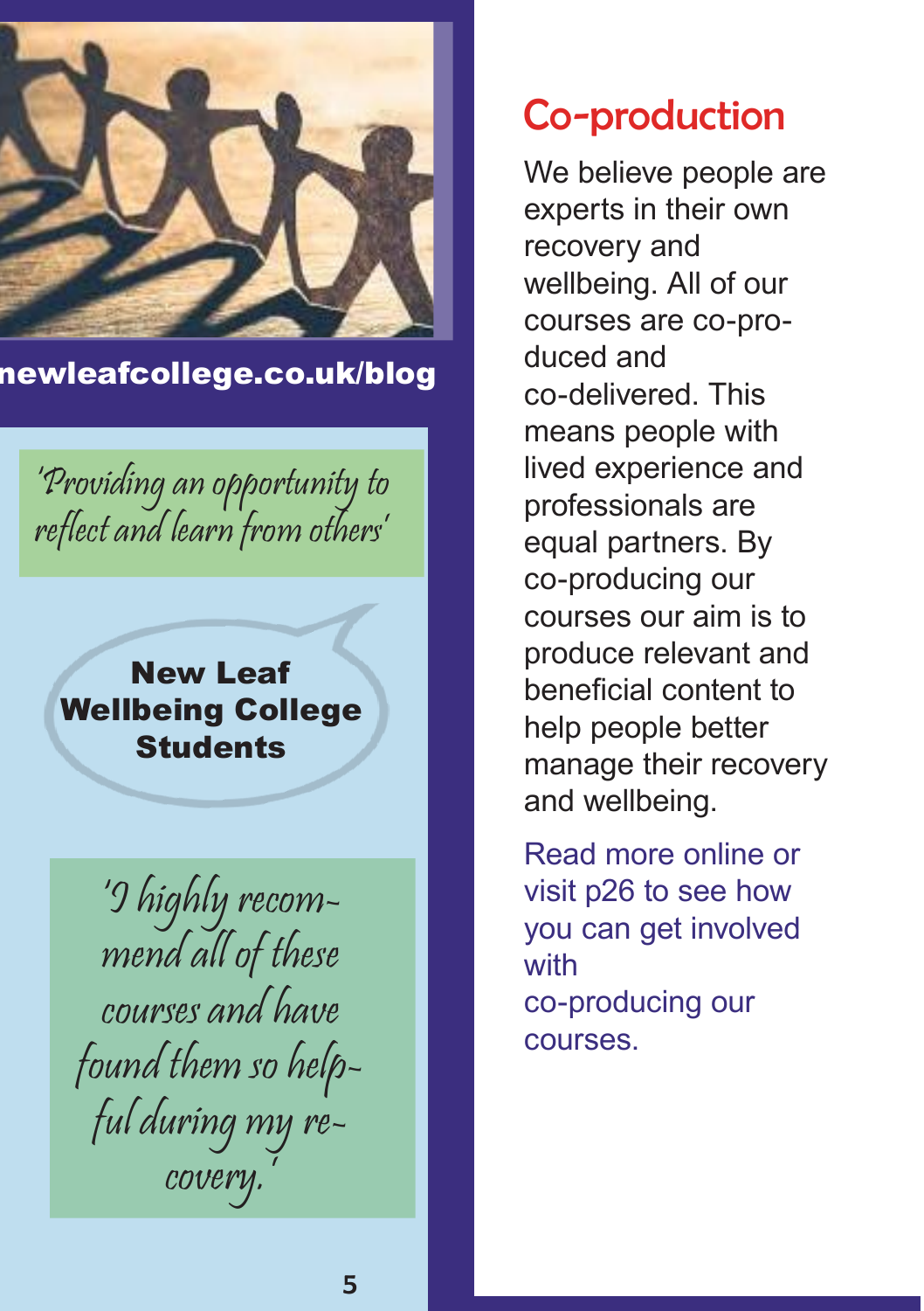newleafcollege.co.uk/blog

*'Providing an opportunity to reflect and learn from others'*

**New Leaf Wellbeing College Students**

*'I highly recommend all of these courses and have found them so helpful during my recovery.'*

## Co-production

We believe people are experts in their own recovery and wellbeing. All of our courses are co-produced and co-delivered. This means people with lived experience and professionals are equal partners. By co-producing our courses our aim is to produce relevant and beneficial content to help people better manage their recovery and wellbeing.

Read more online or visit p26 to see how you can get involved with co-producing our courses.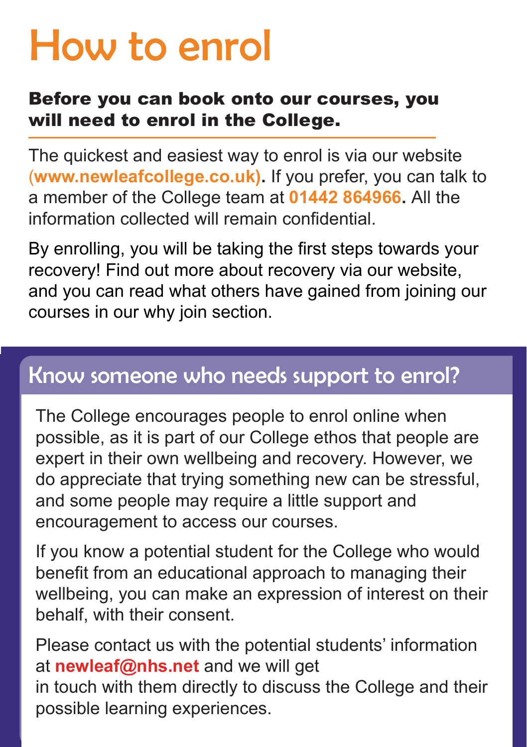# How to enrol

**Before you can book onto our courses, you will need to enrol in the College.**

The quickest and easiest way to enrol is via our website (**www.newleafcollege.co.uk**). If you prefer, you can talk to a member of the College team at **01442 864966**. All the information collected will remain confidential.

By enrolling, you will be taking the first steps towards your recovery! Find out more about recovery via our website, and you can read what others have gained from joining our courses in our why join section.

## Know someone who needs support to enrol?

The College encourages people to enrol online when possible, as it is part of our College ethos that people are expert in their own wellbeing and recovery. However, we do appreciate that trying something new can be stressful, and some people may require a little support and encouragement to access our courses.

If you know a potential student for the College who would benefit from an educational approach to managing their wellbeing, you can make an expression of interest on their behalf, with their consent.

Please contact us with the potential students' information at **newleaf@nhs.net** and we will get in touch with them directly to discuss the College and their possible learning experiences.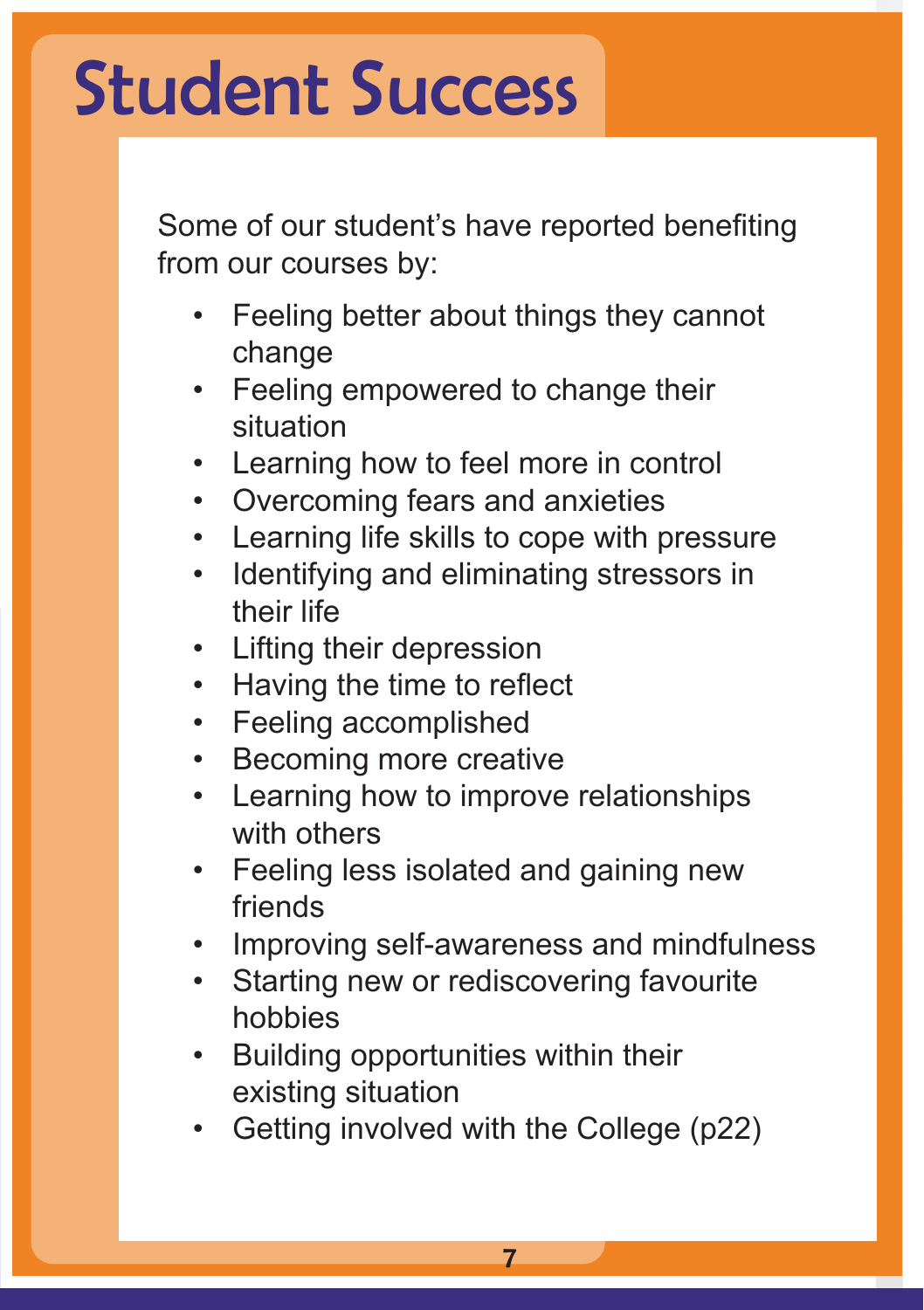# Student Success

Some of our student's have reported benefiting from our courses by:

- Feeling better about things they cannot change
- Feeling empowered to change their situation
- Learning how to feel more in control
- Overcoming fears and anxieties
- Learning life skills to cope with pressure
- Identifying and eliminating stressors in their life
- Lifting their depression
- Having the time to reflect
- Feeling accomplished
- Becoming more creative
- Learning how to improve relationships with others
- Feeling less isolated and gaining new friends
- Improving self-awareness and mindfulness
- Starting new or rediscovering favourite hobbies
- Building opportunities within their existing situation
- Getting involved with the College (p22)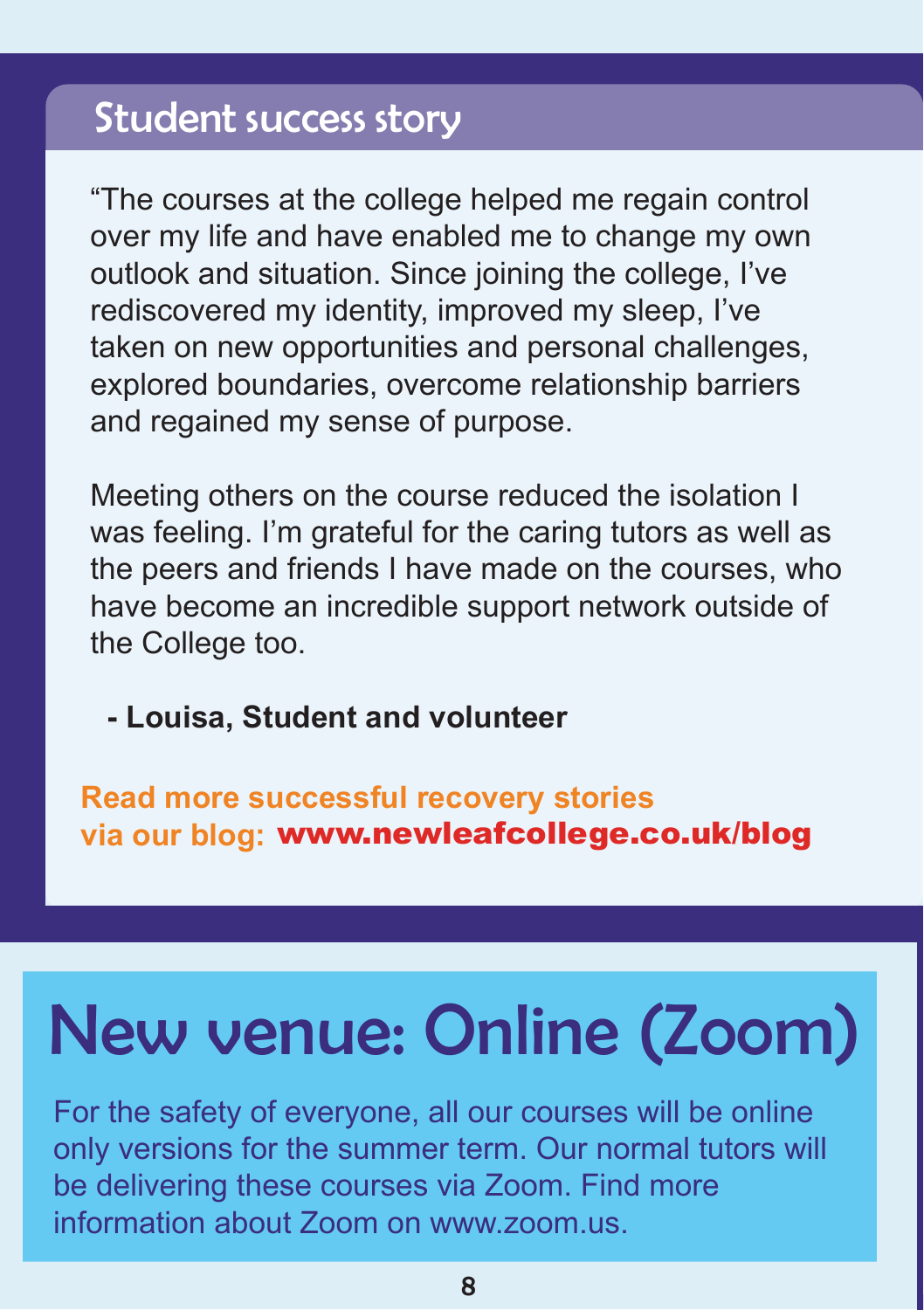## Student success story

"The courses at the college helped me regain control over my life and have enabled me to change my own outlook and situation. Since joining the college, I've rediscovered my identity, improved my sleep, I've taken on new opportunities and personal challenges, explored boundaries, overcome relationship barriers and regained my sense of purpose.

Meeting others on the course reduced the isolation I was feeling. I'm grateful for the caring tutors as well as the peers and friends I have made on the courses, who have become an incredible support network outside of the College too.

**- Louisa, Student and volunteer**

**Read more successful recovery stories via our blog: www.newleafcollege.co.uk/blog**

# New venue: Online (Zoom)

For the safety of everyone, all our courses will be online only versions for the summer term. Our normal tutors will be delivering these courses via Zoom. Find more information about Zoom on www.zoom.us.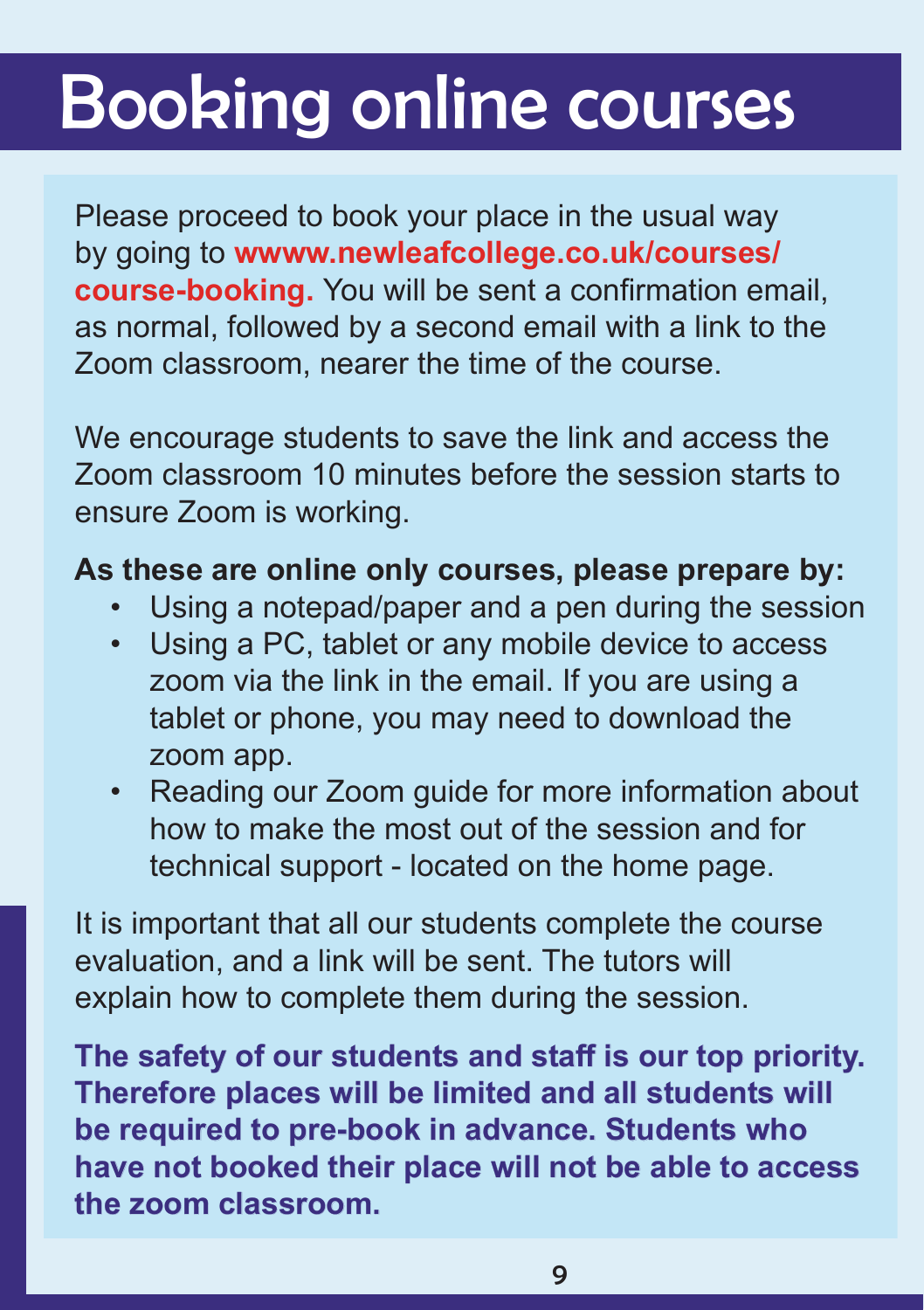# Booking online courses

Please proceed to book your place in the usual way by going to **wwww.newleafcollege.co.uk/courses/course-booking.** You will be sent a confirmation email, as normal, followed by a second email with a link to the Zoom classroom, nearer the time of the course.

We encourage students to save the link and access the Zoom classroom 10 minutes before the session starts to ensure Zoom is working.

**As these are online only courses, please prepare by:**

- Using a notepad/paper and a pen during the session
- Using a PC, tablet or any mobile device to access zoom via the link in the email. If you are using a tablet or phone, you may need to download the zoom app.
- Reading our Zoom guide for more information about how to make the most out of the session and for technical support - located on the home page.

It is important that all our students complete the course evaluation, and a link will be sent. The tutors will explain how to complete them during the session.

**The safety of our students and staff is our top priority. Therefore places will be limited and all students will be required to pre-book in advance. Students who have not booked their place will not be able to access the zoom classroom.**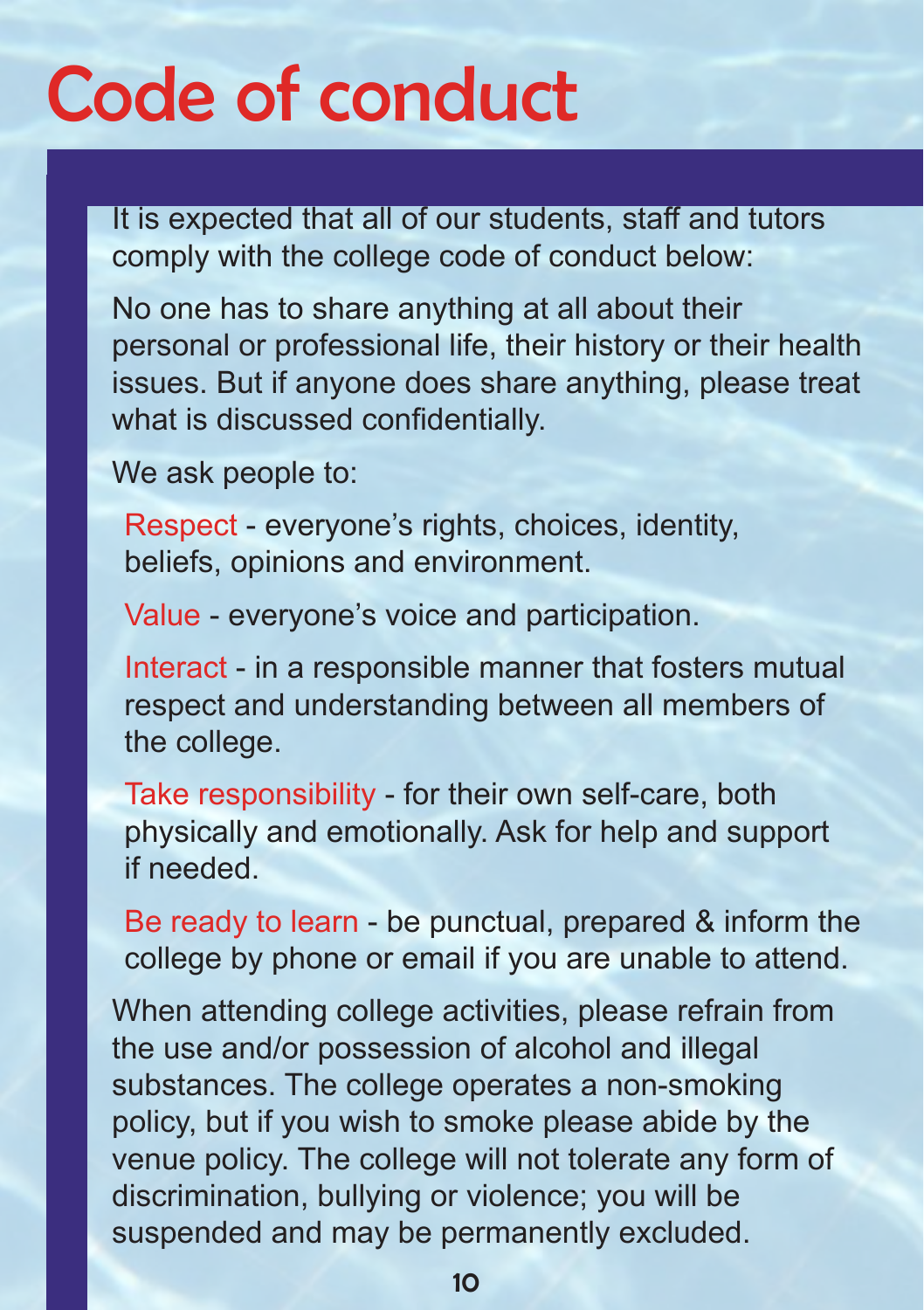# Code of conduct

It is expected that all of our students, staff and tutors comply with the college code of conduct below:

No one has to share anything at all about their personal or professional life, their history or their health issues. But if anyone does share anything, please treat what is discussed confidentially.

We ask people to:

Respect - everyone's rights, choices, identity, beliefs, opinions and environment.

Value - everyone's voice and participation.

Interact - in a responsible manner that fosters mutual respect and understanding between all members of the college.

Take responsibility - for their own self-care, both physically and emotionally. Ask for help and support if needed.

Be ready to learn - be punctual, prepared & inform the college by phone or email if you are unable to attend.

When attending college activities, please refrain from the use and/or possession of alcohol and illegal substances. The college operates a non-smoking policy, but if you wish to smoke please abide by the venue policy. The college will not tolerate any form of discrimination, bullying or violence; you will be suspended and may be permanently excluded.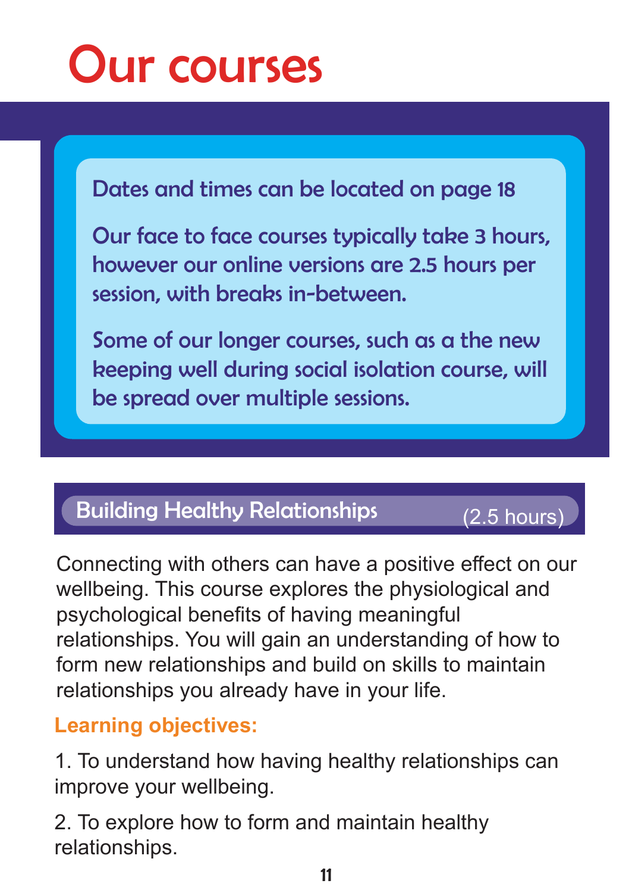# Our courses

Dates and times can be located on page 18

Our face to face courses typically take 3 hours, however our online versions are 2.5 hours per session, with breaks in-between.

Some of our longer courses, such as a the new keeping well during social isolation course, will be spread over multiple sessions.

## Building Healthy Relationships (2.5 hours)

Connecting with others can have a positive effect on our wellbeing. This course explores the physiological and psychological benefits of having meaningful relationships. You will gain an understanding of how to form new relationships and build on skills to maintain relationships you already have in your life.

**Learning objectives:**

1. To understand how having healthy relationships can improve your wellbeing.

2. To explore how to form and maintain healthy relationships.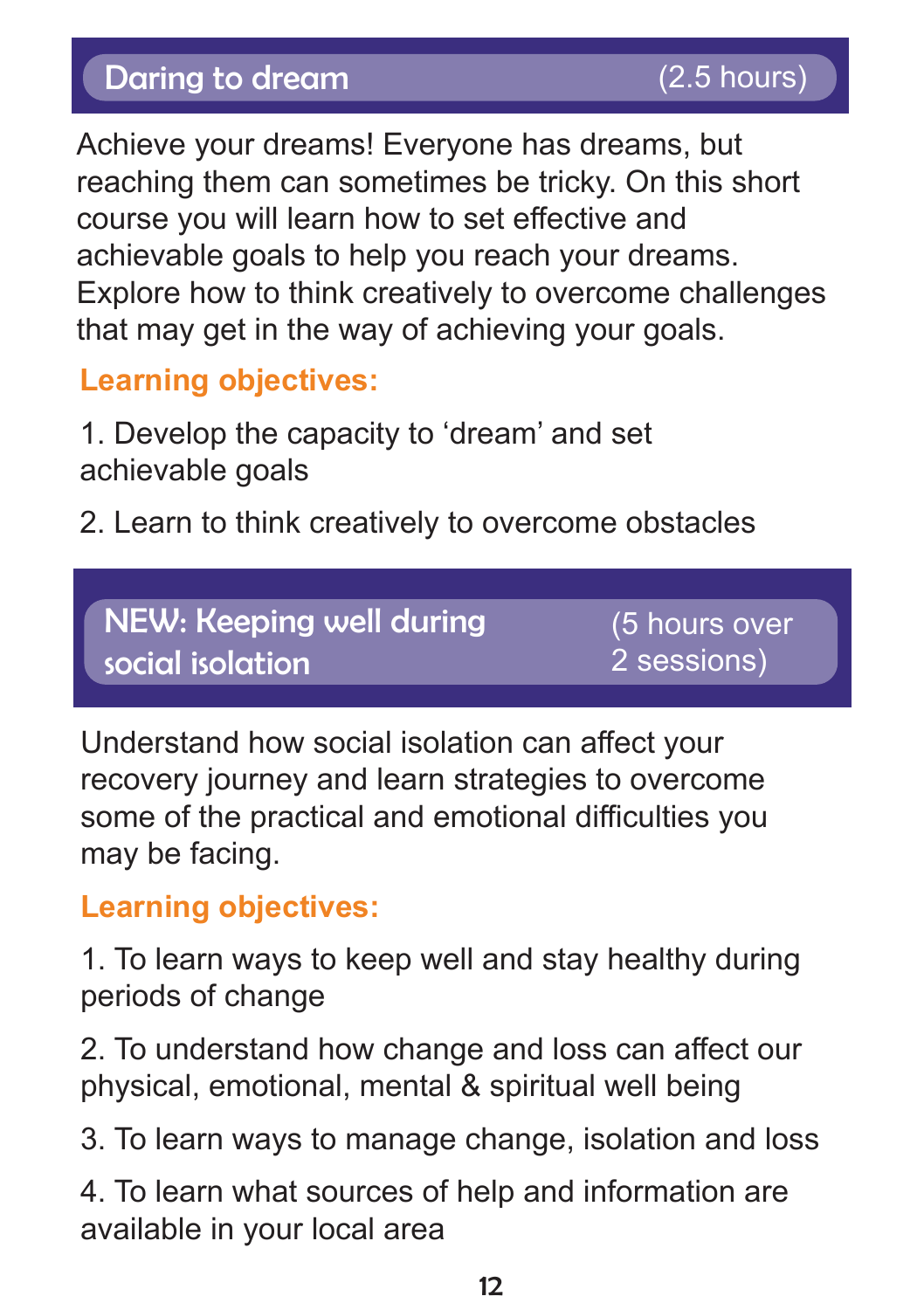## Daring to dream (2.5 hours)

Achieve your dreams! Everyone has dreams, but reaching them can sometimes be tricky. On this short course you will learn how to set effective and achievable goals to help you reach your dreams. Explore how to think creatively to overcome challenges that may get in the way of achieving your goals.

**Learning objectives:**

1. Develop the capacity to 'dream' and set achievable goals

2. Learn to think creatively to overcome obstacles

## NEW: Keeping well during social isolation (5 hours over 2 sessions)

Understand how social isolation can affect your recovery journey and learn strategies to overcome some of the practical and emotional difficulties you may be facing.

**Learning objectives:**

1. To learn ways to keep well and stay healthy during periods of change

2. To understand how change and loss can affect our physical, emotional, mental & spiritual well being

3. To learn ways to manage change, isolation and loss

4. To learn what sources of help and information are available in your local area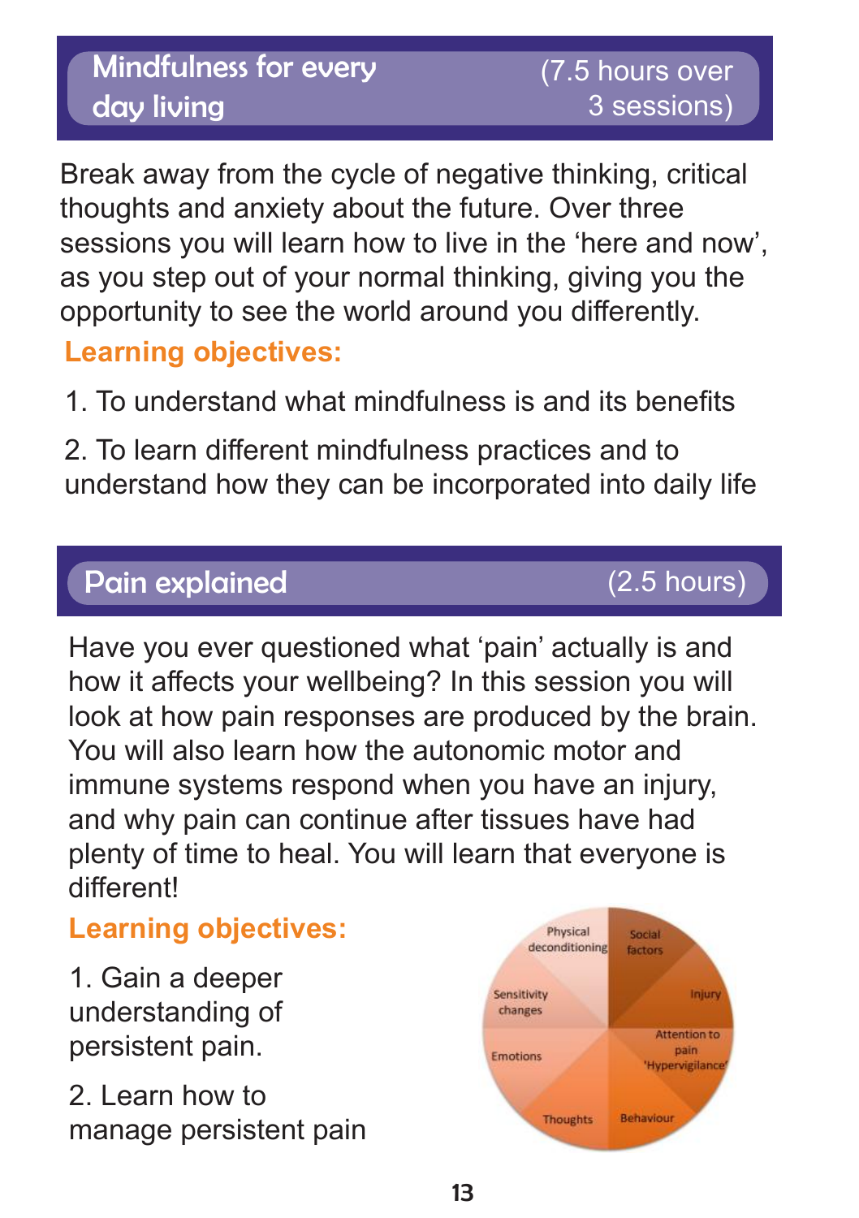## Mindfulness for every day living (7.5 hours over 3 sessions)

Break away from the cycle of negative thinking, critical thoughts and anxiety about the future. Over three sessions you will learn how to live in the ‘here and now’, as you step out of your normal thinking, giving you the opportunity to see the world around you differently.

**Learning objectives:**

1. To understand what mindfulness is and its benefits

2. To learn different mindfulness practices and to understand how they can be incorporated into daily life

## Pain explained (2.5 hours)

Have you ever questioned what ‘pain’ actually is and how it affects your wellbeing? In this session you will look at how pain responses are produced by the brain. You will also learn how the autonomic motor and immune systems respond when you have an injury, and why pain can continue after tissues have had plenty of time to heal. You will learn that everyone is different!

**Learning objectives:**

1. Gain a deeper understanding of persistent pain.

2. Learn how to manage persistent pain

Physical deconditioning
Social factors
Sensitivity changes
Injury
Emotions
Attention to pain 'Hypervigilance'
Thoughts
Behaviour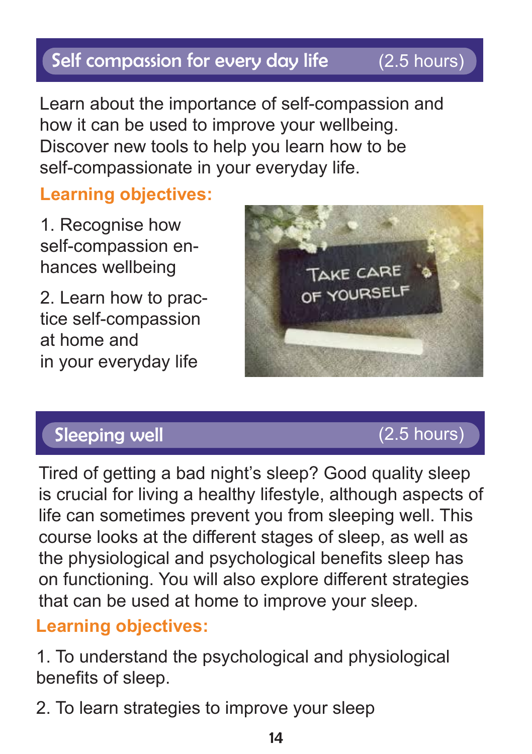## Self compassion for every day life (2.5 hours)

Learn about the importance of self-compassion and how it can be used to improve your wellbeing. Discover new tools to help you learn how to be self-compassionate in your everyday life.

**Learning objectives:**

1. Recognise how self-compassion enhances wellbeing

2. Learn how to practice self-compassion at home and in your everyday life

## Sleeping well (2.5 hours)

Tired of getting a bad night's sleep? Good quality sleep is crucial for living a healthy lifestyle, although aspects of life can sometimes prevent you from sleeping well. This course looks at the different stages of sleep, as well as the physiological and psychological benefits sleep has on functioning. You will also explore different strategies that can be used at home to improve your sleep.

**Learning objectives:**

1. To understand the psychological and physiological benefits of sleep.

2. To learn strategies to improve your sleep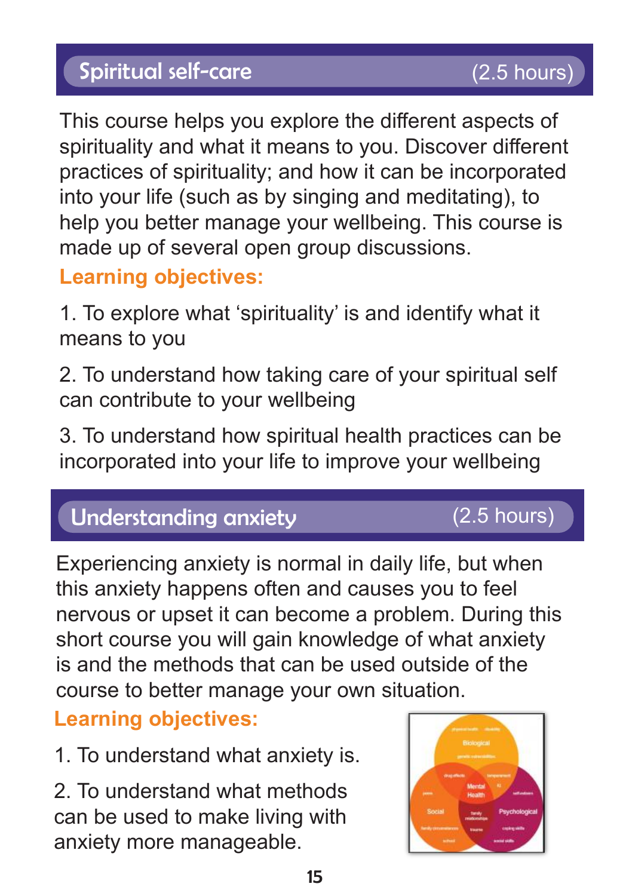## Spiritual self-care (2.5 hours)

This course helps you explore the different aspects of spirituality and what it means to you. Discover different practices of spirituality; and how it can be incorporated into your life (such as by singing and meditating), to help you better manage your wellbeing. This course is made up of several open group discussions.

**Learning objectives:**

1. To explore what 'spirituality' is and identify what it means to you

2. To understand how taking care of your spiritual self can contribute to your wellbeing

3. To understand how spiritual health practices can be incorporated into your life to improve your wellbeing

## Understanding anxiety (2.5 hours)

Experiencing anxiety is normal in daily life, but when this anxiety happens often and causes you to feel nervous or upset it can become a problem. During this short course you will gain knowledge of what anxiety is and the methods that can be used outside of the course to better manage your own situation.

**Learning objectives:**

1. To understand what anxiety is.

2. To understand what methods can be used to make living with anxiety more manageable.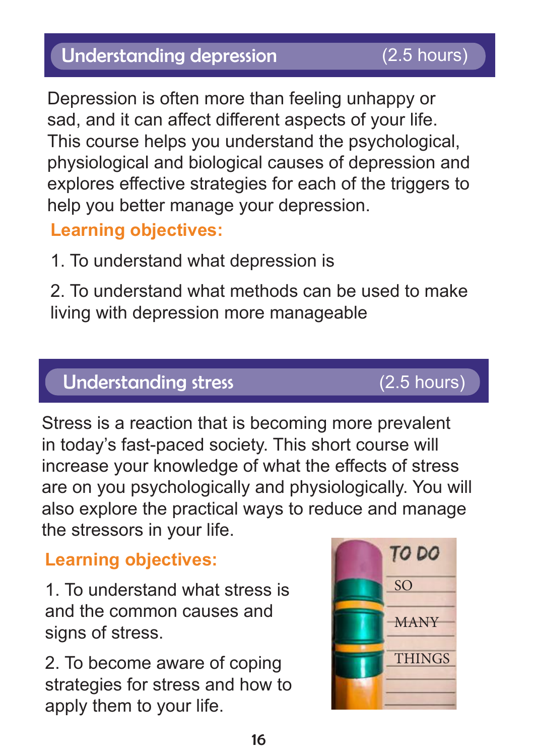## Understanding depression (2.5 hours)

Depression is often more than feeling unhappy or sad, and it can affect different aspects of your life. This course helps you understand the psychological, physiological and biological causes of depression and explores effective strategies for each of the triggers to help you better manage your depression.

**Learning objectives:**

1. To understand what depression is
2. To understand what methods can be used to make living with depression more manageable

## Understanding stress (2.5 hours)

Stress is a reaction that is becoming more prevalent in today's fast-paced society. This short course will increase your knowledge of what the effects of stress are on you psychologically and physiologically. You will also explore the practical ways to reduce and manage the stressors in your life.

**Learning objectives:**

1. To understand what stress is and the common causes and signs of stress.
2. To become aware of coping strategies for stress and how to apply them to your life.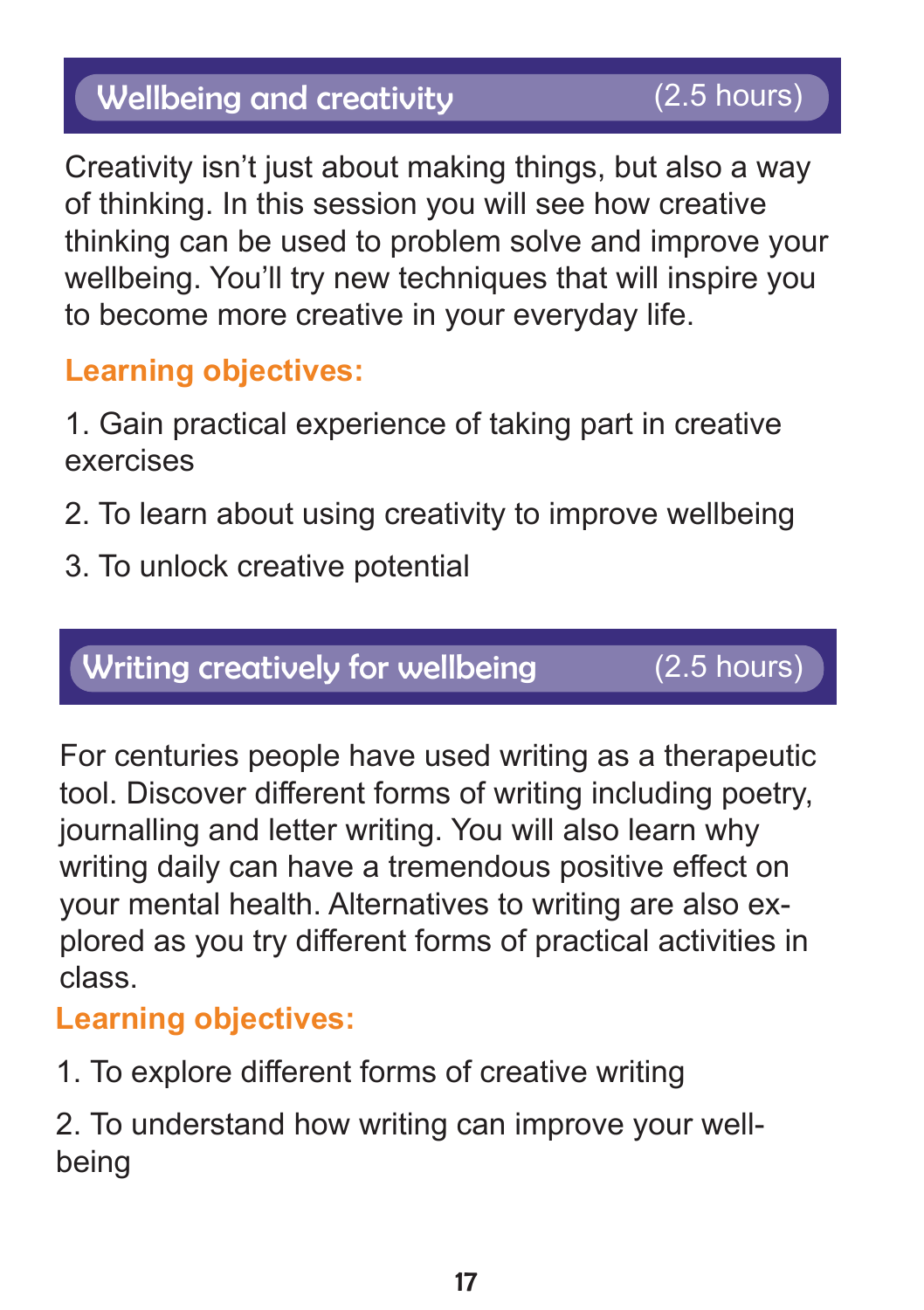## Wellbeing and creativity (2.5 hours)

Creativity isn't just about making things, but also a way of thinking. In this session you will see how creative thinking can be used to problem solve and improve your wellbeing. You'll try new techniques that will inspire you to become more creative in your everyday life.

**Learning objectives:**

1. Gain practical experience of taking part in creative exercises
2. To learn about using creativity to improve wellbeing
3. To unlock creative potential

## Writing creatively for wellbeing (2.5 hours)

For centuries people have used writing as a therapeutic tool. Discover different forms of writing including poetry, journalling and letter writing. You will also learn why writing daily can have a tremendous positive effect on your mental health. Alternatives to writing are also explored as you try different forms of practical activities in class.

**Learning objectives:**

1. To explore different forms of creative writing
2. To understand how writing can improve your wellbeing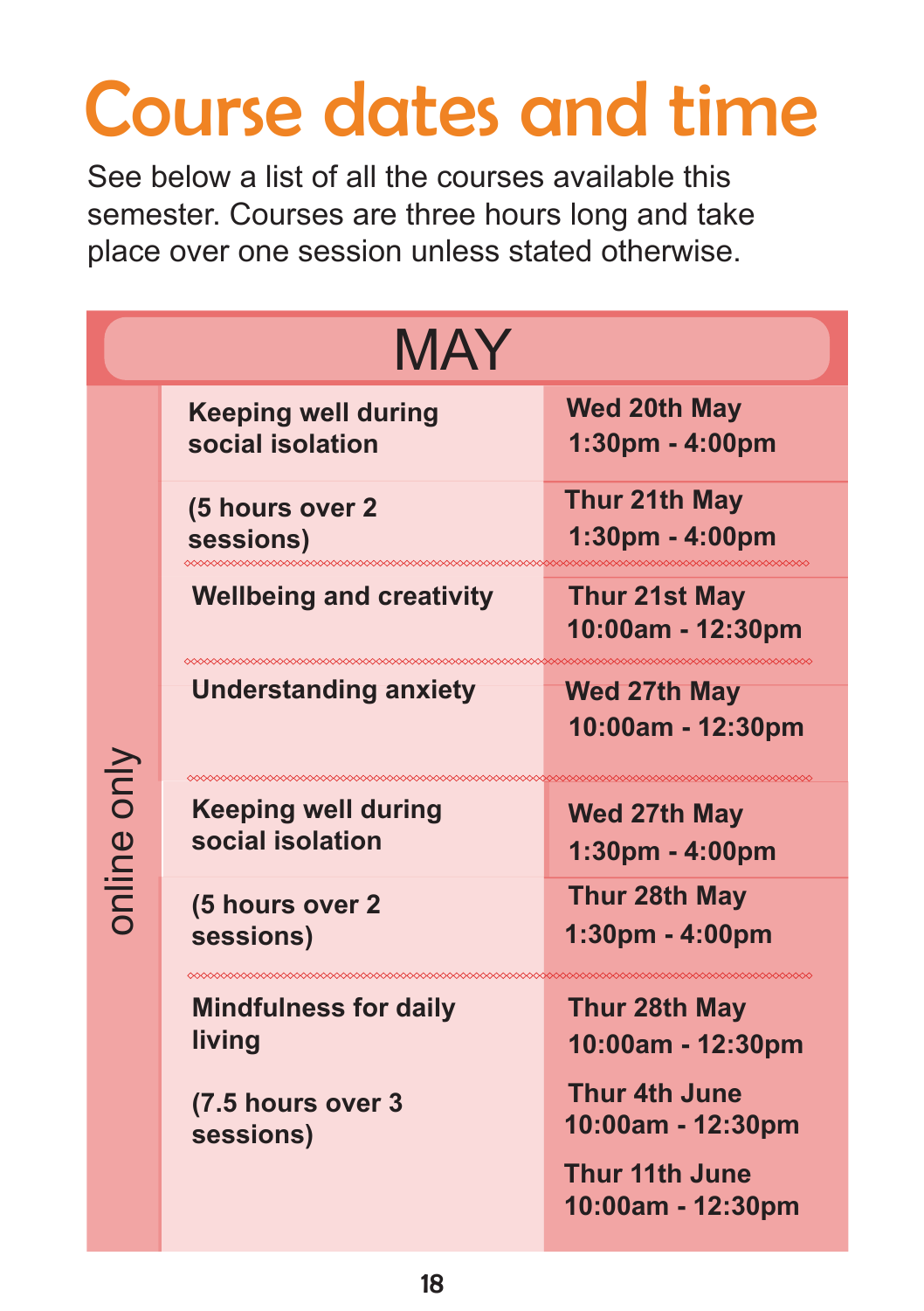# Course dates and time

See below a list of all the courses available this semester. Courses are three hours long and take place over one session unless stated otherwise.

| MAY | | |
|---|---|---|
| online only | **Keeping well during social isolation** | **Wed 20th May 1:30pm - 4:00pm** |
| | **(5 hours over 2 sessions)** | **Thur 21th May 1:30pm - 4:00pm** |
| | **Wellbeing and creativity** | **Thur 21st May 10:00am - 12:30pm** |
| | **Understanding anxiety** | **Wed 27th May 10:00am - 12:30pm** |
| | **Keeping well during social isolation** | **Wed 27th May 1:30pm - 4:00pm** |
| | **(5 hours over 2 sessions)** | **Thur 28th May 1:30pm - 4:00pm** |
| | **Mindfulness for daily living** | **Thur 28th May 10:00am - 12:30pm** |
| | **(7.5 hours over 3 sessions)** | **Thur 4th June 10:00am - 12:30pm** |
| | | **Thur 11th June 10:00am - 12:30pm** |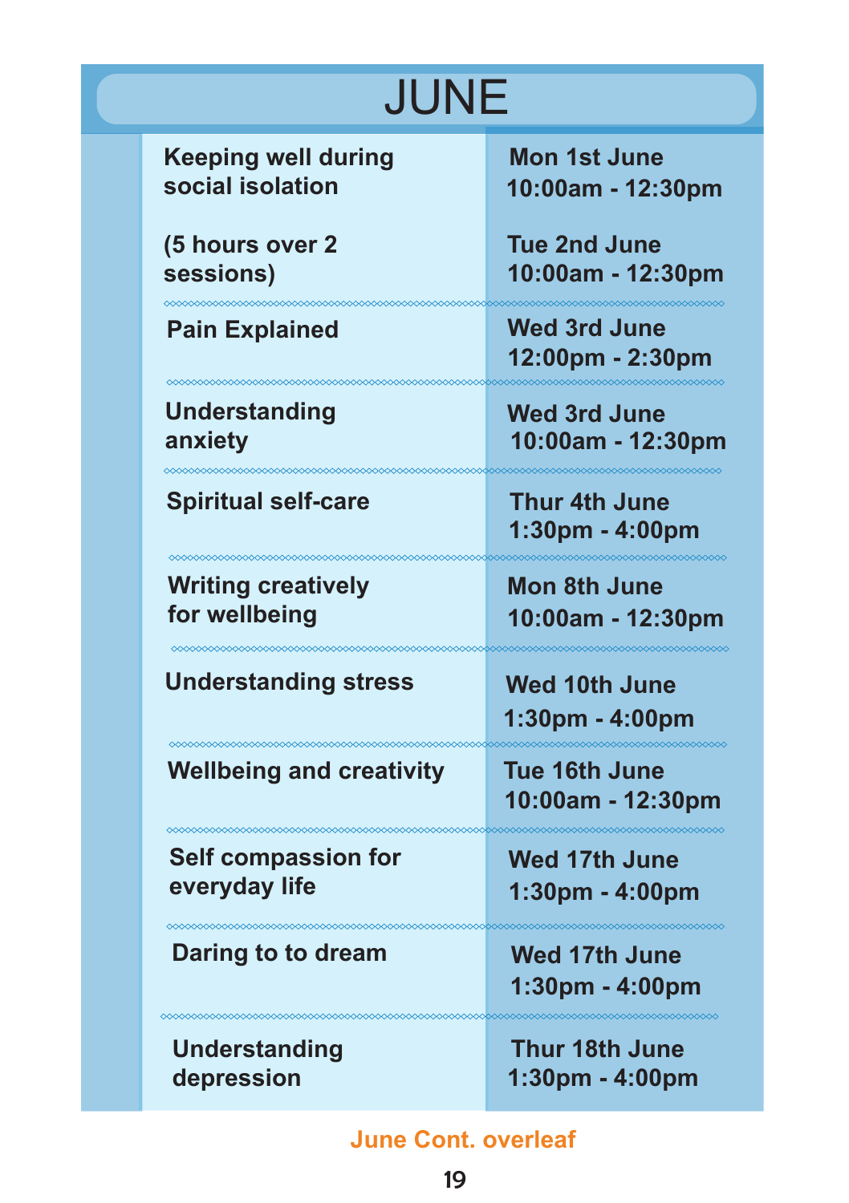# JUNE

| Course | Date and time |
| --- | --- |
| **Keeping well during social isolation** <br><br> **(5 hours over 2 sessions)** | **Mon 1st June** <br> **10:00am - 12:30pm** <br><br> **Tue 2nd June** <br> **10:00am - 12:30pm** |
| **Pain Explained** | **Wed 3rd June** <br> **12:00pm - 2:30pm** |
| **Understanding anxiety** | **Wed 3rd June** <br> **10:00am - 12:30pm** |
| **Spiritual self-care** | **Thur 4th June** <br> **1:30pm - 4:00pm** |
| **Writing creatively for wellbeing** | **Mon 8th June** <br> **10:00am - 12:30pm** |
| **Understanding stress** | **Wed 10th June** <br> **1:30pm - 4:00pm** |
| **Wellbeing and creativity** | **Tue 16th June** <br> **10:00am - 12:30pm** |
| **Self compassion for everyday life** | **Wed 17th June** <br> **1:30pm - 4:00pm** |
| **Daring to to dream** | **Wed 17th June** <br> **1:30pm - 4:00pm** |
| **Understanding depression** | **Thur 18th June** <br> **1:30pm - 4:00pm** |

**June Cont. overleaf**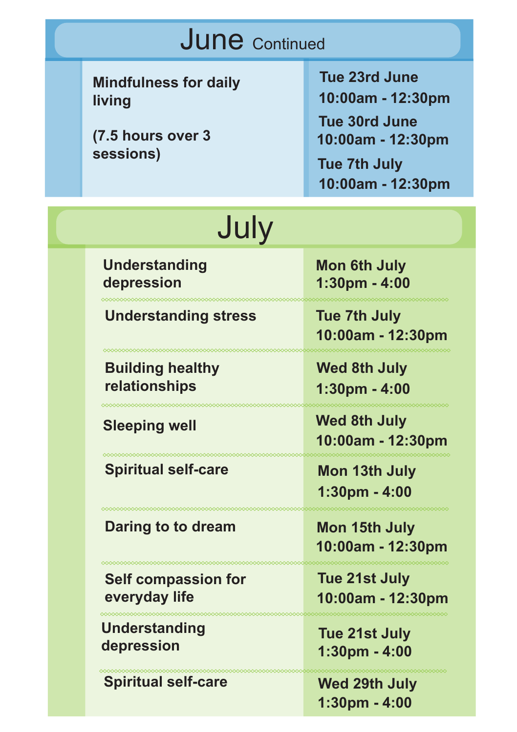## June Continued

| | |
|---|---|
| **Mindfulness for daily living**<br><br>**(7.5 hours over 3 sessions)** | **Tue 23rd June 10:00am - 12:30pm**<br>**Tue 30rd June 10:00am - 12:30pm**<br>**Tue 7th July 10:00am - 12:30pm** |

## July

| | |
|---|---|
| **Understanding depression** | **Mon 6th July 1:30pm - 4:00** |
| **Understanding stress** | **Tue 7th July 10:00am - 12:30pm** |
| **Building healthy relationships** | **Wed 8th July 1:30pm - 4:00** |
| **Sleeping well** | **Wed 8th July 10:00am - 12:30pm** |
| **Spiritual self-care** | **Mon 13th July 1:30pm - 4:00** |
| **Daring to to dream** | **Mon 15th July 10:00am - 12:30pm** |
| **Self compassion for everyday life** | **Tue 21st July 10:00am - 12:30pm** |
| **Understanding depression** | **Tue 21st July 1:30pm - 4:00** |
| **Spiritual self-care** | **Wed 29th July 1:30pm - 4:00** |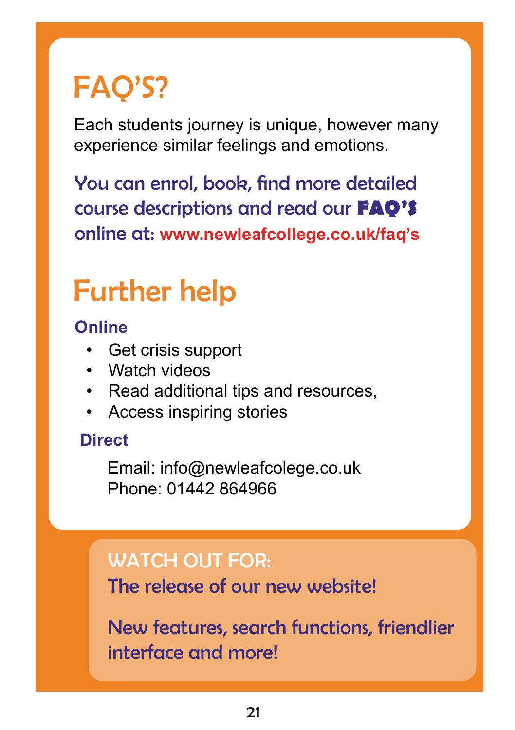# FAQ'S?

Each students journey is unique, however many experience similar feelings and emotions.

You can enrol, book, find more detailed course descriptions and read our **FAQ'S** online at: **www.newleafcollege.co.uk/faq's**

# Further help

### Online

- Get crisis support
- Watch videos
- Read additional tips and resources,
- Access inspiring stories

### Direct

Email: info@newleafcolege.co.uk
Phone: 01442 864966

WATCH OUT FOR:
The release of our new website!

New features, search functions, friendlier interface and more!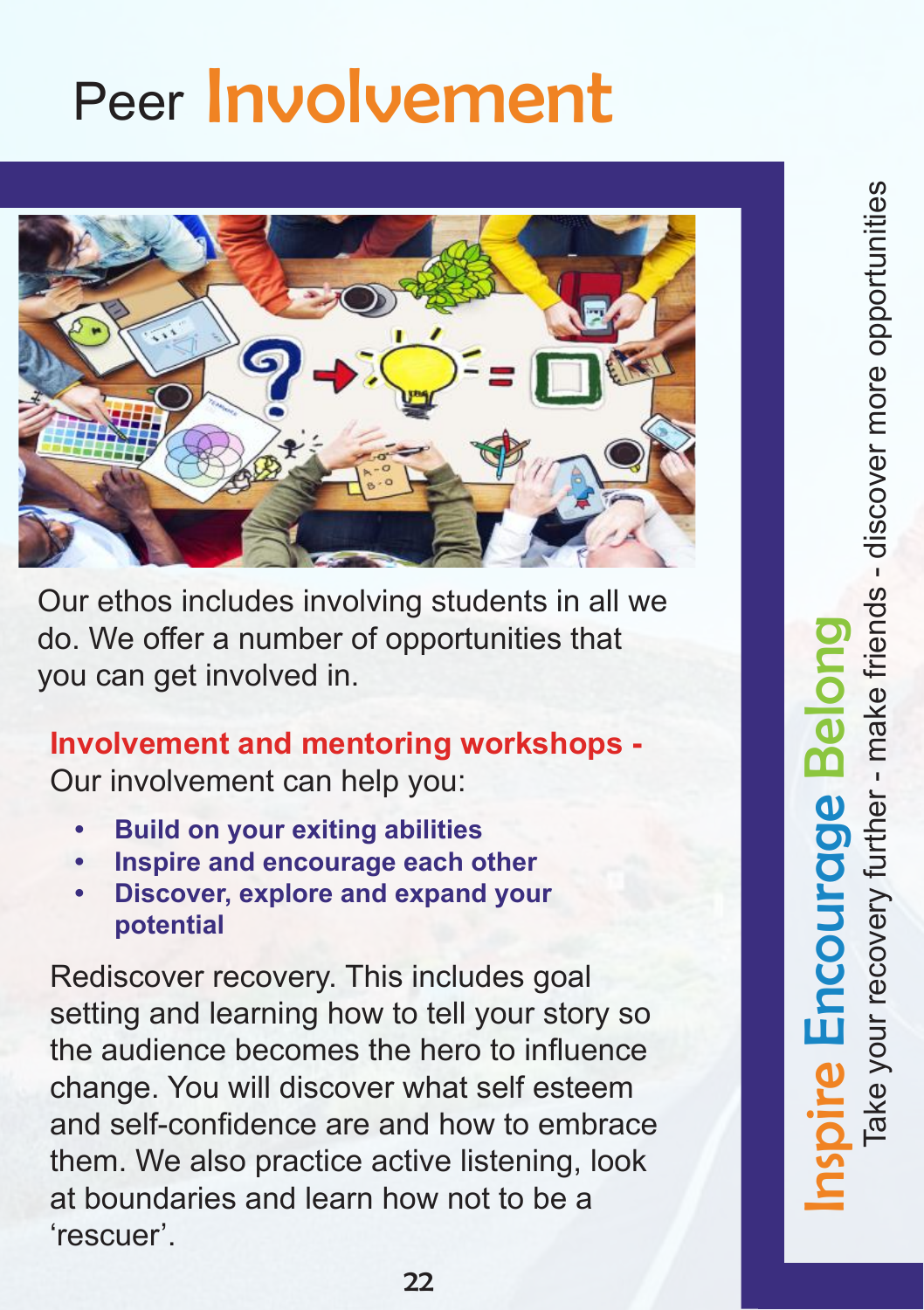# Peer Involvement

Our ethos includes involving students in all we do. We offer a number of opportunities that you can get involved in.

**Involvement and mentoring workshops -**
Our involvement can help you:

- **Build on your exiting abilities**
- **Inspire and encourage each other**
- **Discover, explore and expand your potential**

Rediscover recovery. This includes goal setting and learning how to tell your story so the audience becomes the hero to influence change. You will discover what self esteem and self-confidence are and how to embrace them. We also practice active listening, look at boundaries and learn how not to be a 'rescuer'.

Inspire Encourage Belong

Take your recovery further - make friends - discover more opportunities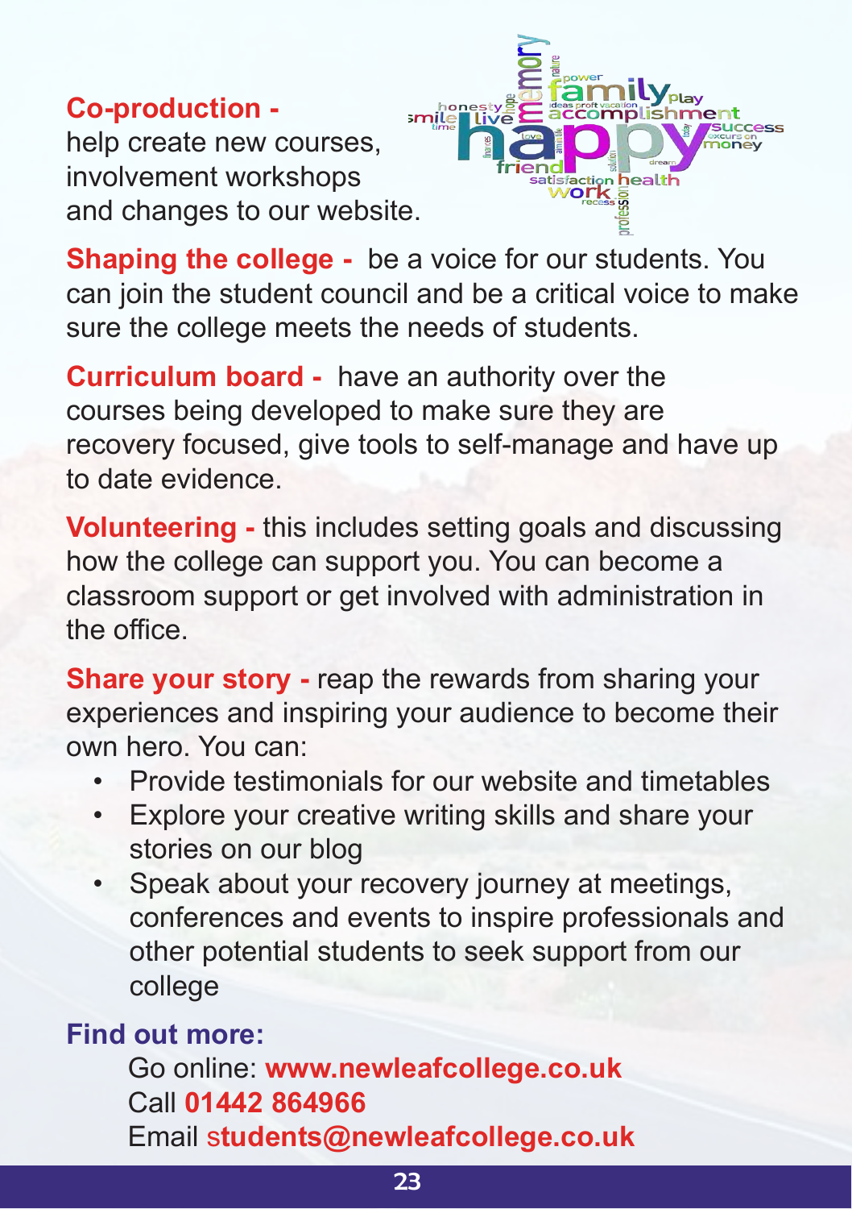**Co-production -** help create new courses, involvement workshops and changes to our website.

**Shaping the college -** be a voice for our students. You can join the student council and be a critical voice to make sure the college meets the needs of students.

**Curriculum board -** have an authority over the courses being developed to make sure they are recovery focused, give tools to self-manage and have up to date evidence.

**Volunteering -** this includes setting goals and discussing how the college can support you. You can become a classroom support or get involved with administration in the office.

**Share your story -** reap the rewards from sharing your experiences and inspiring your audience to become their own hero. You can:

- Provide testimonials for our website and timetables
- Explore your creative writing skills and share your stories on our blog
- Speak about your recovery journey at meetings, conferences and events to inspire professionals and other potential students to seek support from our college

**Find out more:**

Go online: **www.newleafcollege.co.uk**
Call **01442 864966**
Email **students@newleafcollege.co.uk**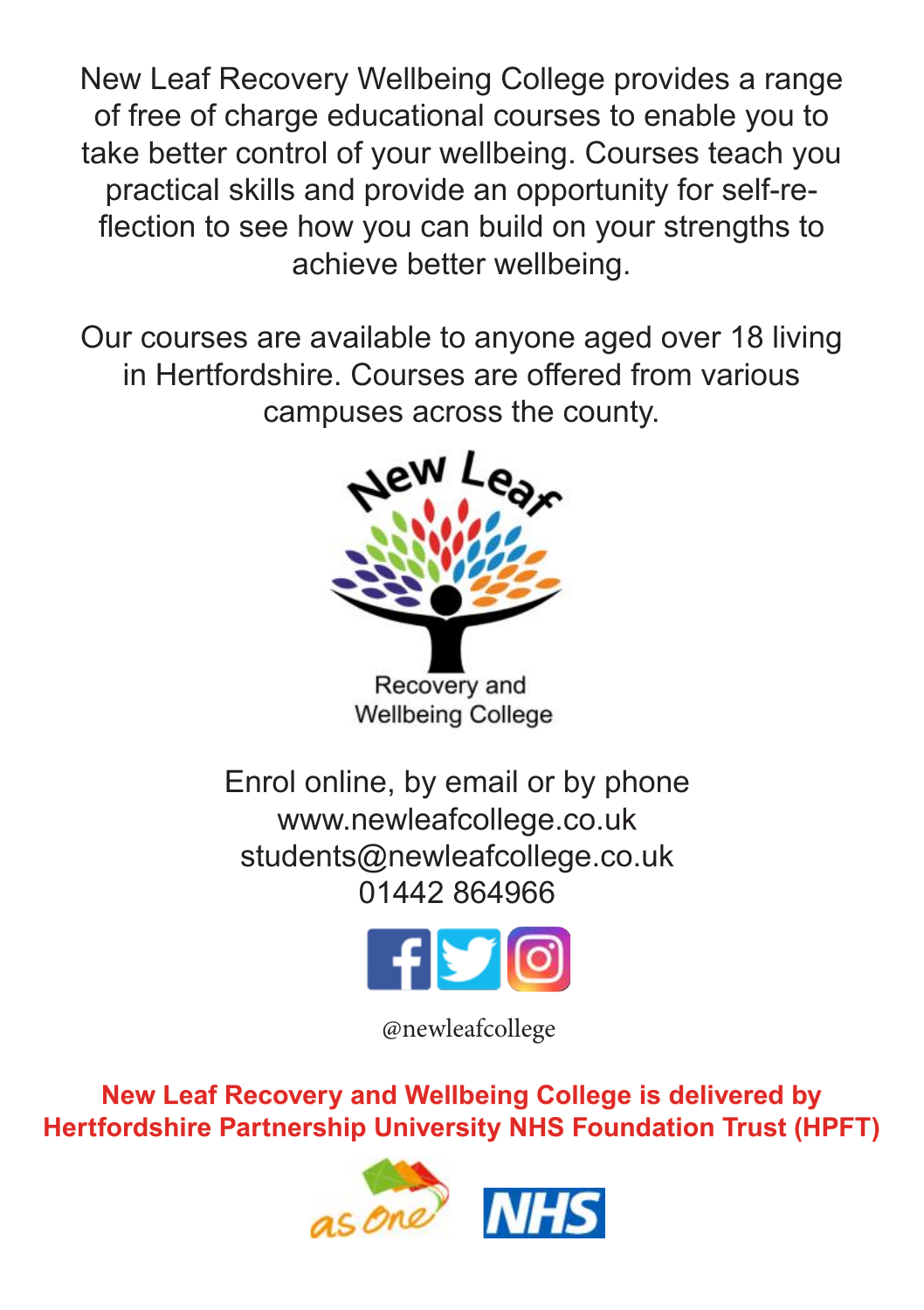New Leaf Recovery Wellbeing College provides a range of free of charge educational courses to enable you to take better control of your wellbeing. Courses teach you practical skills and provide an opportunity for self-reflection to see how you can build on your strengths to achieve better wellbeing.

Our courses are available to anyone aged over 18 living in Hertfordshire. Courses are offered from various campuses across the county.

New Leaf

Recovery and Wellbeing College

Enrol online, by email or by phone
www.newleafcollege.co.uk
students@newleafcollege.co.uk
01442 864966

@newleafcollege

**New Leaf Recovery and Wellbeing College is delivered by Hertfordshire Partnership University NHS Foundation Trust (HPFT)**

as one

NHS